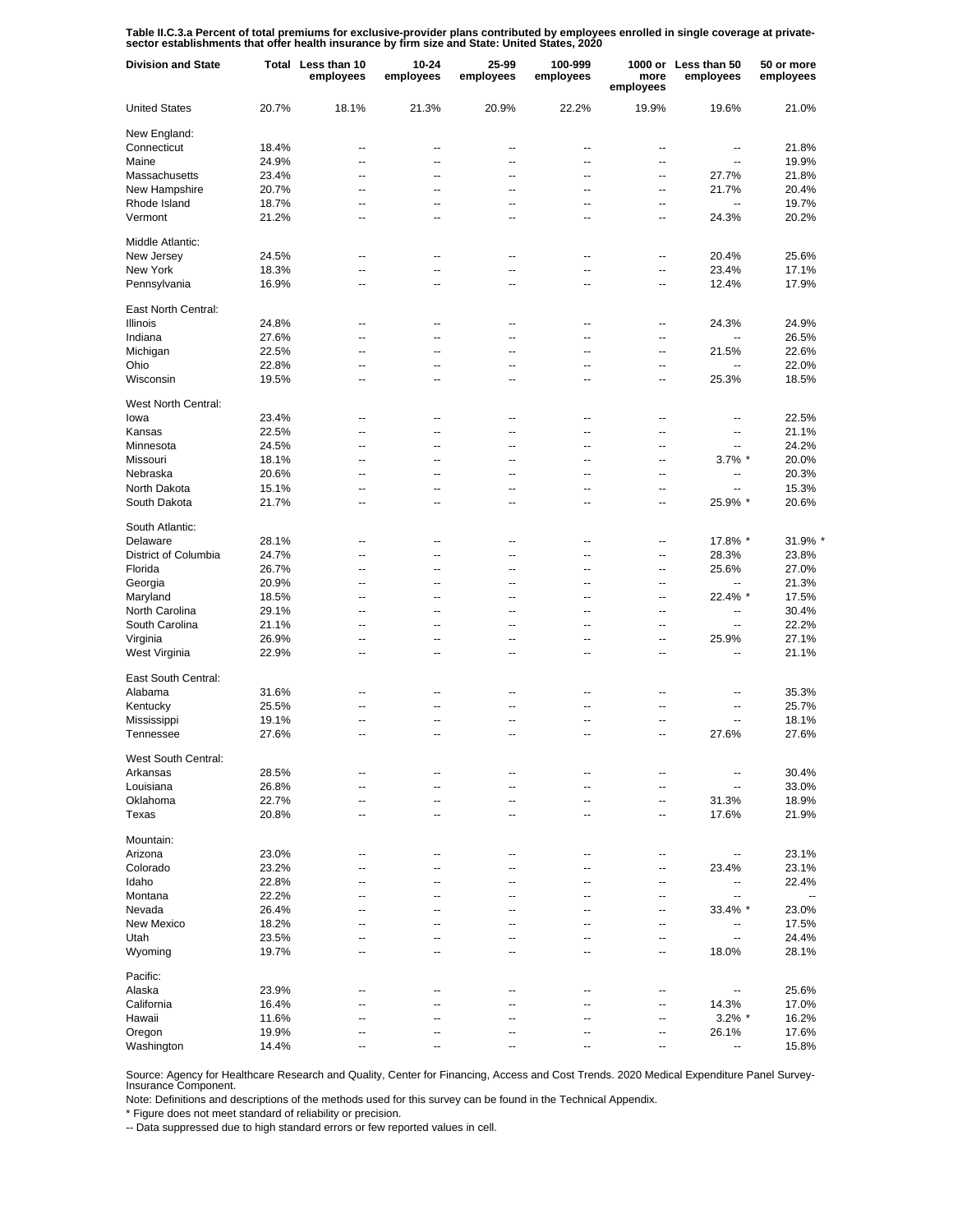**Table II.C.3.a Percent of total premiums for exclusive-provider plans contributed by employees enrolled in single coverage at private-sector establishments that offer health insurance by firm size and State: United States, 2020**

| Division and State | Total | Less than 10 employees | 10-24 employees | 25-99 employees | 100-999 employees | 1000 or more employees | Less than 50 employees | 50 or more employees |
|---|---|---|---|---|---|---|---|---|
| United States | 20.7% | 18.1% | 21.3% | 20.9% | 22.2% | 19.9% | 19.6% | 21.0% |
| New England: | | | | | | | | |
| Connecticut | 18.4% | -- | -- | -- | -- | -- | -- | 21.8% |
| Maine | 24.9% | -- | -- | -- | -- | -- | -- | 19.9% |
| Massachusetts | 23.4% | -- | -- | -- | -- | -- | 27.7% | 21.8% |
| New Hampshire | 20.7% | -- | -- | -- | -- | -- | 21.7% | 20.4% |
| Rhode Island | 18.7% | -- | -- | -- | -- | -- | -- | 19.7% |
| Vermont | 21.2% | -- | -- | -- | -- | -- | 24.3% | 20.2% |
| Middle Atlantic: | | | | | | | | |
| New Jersey | 24.5% | -- | -- | -- | -- | -- | 20.4% | 25.6% |
| New York | 18.3% | -- | -- | -- | -- | -- | 23.4% | 17.1% |
| Pennsylvania | 16.9% | -- | -- | -- | -- | -- | 12.4% | 17.9% |
| East North Central: | | | | | | | | |
| Illinois | 24.8% | -- | -- | -- | -- | -- | 24.3% | 24.9% |
| Indiana | 27.6% | -- | -- | -- | -- | -- | -- | 26.5% |
| Michigan | 22.5% | -- | -- | -- | -- | -- | 21.5% | 22.6% |
| Ohio | 22.8% | -- | -- | -- | -- | -- | -- | 22.0% |
| Wisconsin | 19.5% | -- | -- | -- | -- | -- | 25.3% | 18.5% |
| West North Central: | | | | | | | | |
| Iowa | 23.4% | -- | -- | -- | -- | -- | -- | 22.5% |
| Kansas | 22.5% | -- | -- | -- | -- | -- | -- | 21.1% |
| Minnesota | 24.5% | -- | -- | -- | -- | -- | -- | 24.2% |
| Missouri | 18.1% | -- | -- | -- | -- | -- | 3.7% * | 20.0% |
| Nebraska | 20.6% | -- | -- | -- | -- | -- | -- | 20.3% |
| North Dakota | 15.1% | -- | -- | -- | -- | -- | -- | 15.3% |
| South Dakota | 21.7% | -- | -- | -- | -- | -- | 25.9% * | 20.6% |
| South Atlantic: | | | | | | | | |
| Delaware | 28.1% | -- | -- | -- | -- | -- | 17.8% * | 31.9% * |
| District of Columbia | 24.7% | -- | -- | -- | -- | -- | 28.3% | 23.8% |
| Florida | 26.7% | -- | -- | -- | -- | -- | 25.6% | 27.0% |
| Georgia | 20.9% | -- | -- | -- | -- | -- | -- | 21.3% |
| Maryland | 18.5% | -- | -- | -- | -- | -- | 22.4% * | 17.5% |
| North Carolina | 29.1% | -- | -- | -- | -- | -- | -- | 30.4% |
| South Carolina | 21.1% | -- | -- | -- | -- | -- | -- | 22.2% |
| Virginia | 26.9% | -- | -- | -- | -- | -- | 25.9% | 27.1% |
| West Virginia | 22.9% | -- | -- | -- | -- | -- | -- | 21.1% |
| East South Central: | | | | | | | | |
| Alabama | 31.6% | -- | -- | -- | -- | -- | -- | 35.3% |
| Kentucky | 25.5% | -- | -- | -- | -- | -- | -- | 25.7% |
| Mississippi | 19.1% | -- | -- | -- | -- | -- | -- | 18.1% |
| Tennessee | 27.6% | -- | -- | -- | -- | -- | 27.6% | 27.6% |
| West South Central: | | | | | | | | |
| Arkansas | 28.5% | -- | -- | -- | -- | -- | -- | 30.4% |
| Louisiana | 26.8% | -- | -- | -- | -- | -- | -- | 33.0% |
| Oklahoma | 22.7% | -- | -- | -- | -- | -- | 31.3% | 18.9% |
| Texas | 20.8% | -- | -- | -- | -- | -- | 17.6% | 21.9% |
| Mountain: | | | | | | | | |
| Arizona | 23.0% | -- | -- | -- | -- | -- | -- | 23.1% |
| Colorado | 23.2% | -- | -- | -- | -- | -- | 23.4% | 23.1% |
| Idaho | 22.8% | -- | -- | -- | -- | -- | -- | 22.4% |
| Montana | 22.2% | -- | -- | -- | -- | -- | -- | -- |
| Nevada | 26.4% | -- | -- | -- | -- | -- | 33.4% * | 23.0% |
| New Mexico | 18.2% | -- | -- | -- | -- | -- | -- | 17.5% |
| Utah | 23.5% | -- | -- | -- | -- | -- | -- | 24.4% |
| Wyoming | 19.7% | -- | -- | -- | -- | -- | 18.0% | 28.1% |
| Pacific: | | | | | | | | |
| Alaska | 23.9% | -- | -- | -- | -- | -- | -- | 25.6% |
| California | 16.4% | -- | -- | -- | -- | -- | 14.3% | 17.0% |
| Hawaii | 11.6% | -- | -- | -- | -- | -- | 3.2% * | 16.2% |
| Oregon | 19.9% | -- | -- | -- | -- | -- | 26.1% | 17.6% |
| Washington | 14.4% | -- | -- | -- | -- | -- | -- | 15.8% |

Source: Agency for Healthcare Research and Quality, Center for Financing, Access and Cost Trends. 2020 Medical Expenditure Panel Survey-Insurance Component.

Note: Definitions and descriptions of the methods used for this survey can be found in the Technical Appendix.

* Figure does not meet standard of reliability or precision.

-- Data suppressed due to high standard errors or few reported values in cell.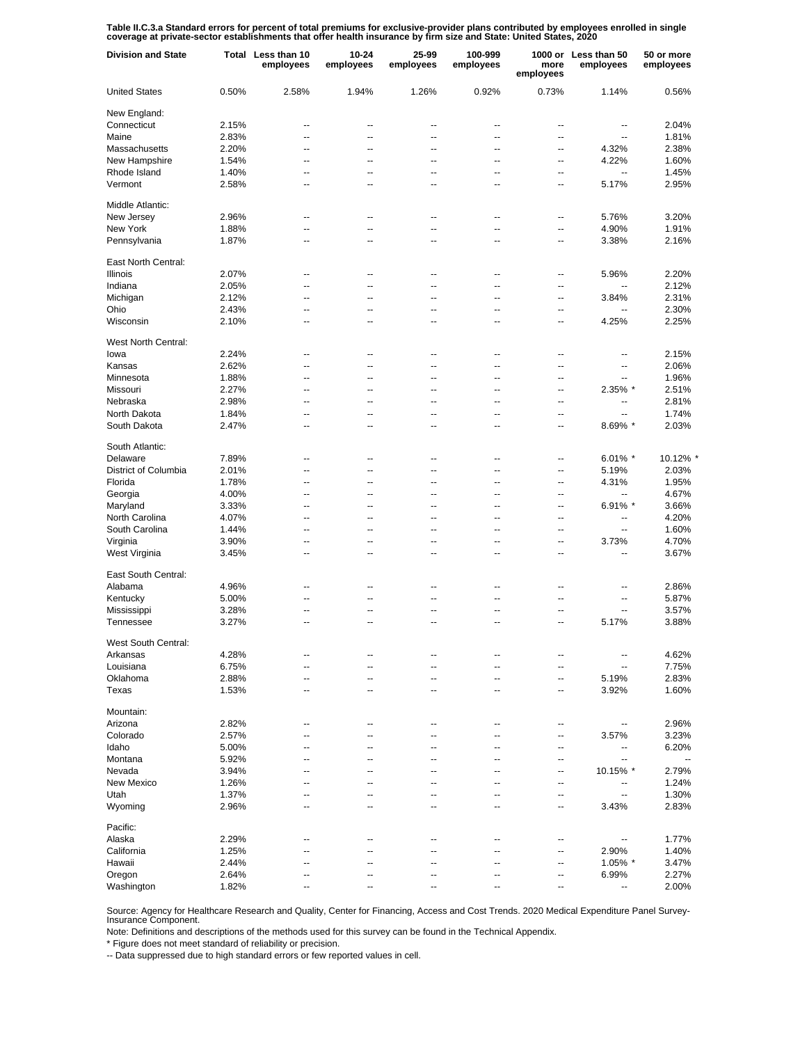**Table II.C.3.a Standard errors for percent of total premiums for exclusive-provider plans contributed by employees enrolled in single coverage at private-sector establishments that offer health insurance by firm size and State: United States, 2020**

| Division and State | Total | Less than 10 employees | 10-24 employees | 25-99 employees | 100-999 employees | 1000 or more employees | Less than 50 employees | 50 or more employees |
|---|---|---|---|---|---|---|---|---|
| United States | 0.50% | 2.58% | 1.94% | 1.26% | 0.92% | 0.73% | 1.14% | 0.56% |
| New England: | | | | | | | | |
| Connecticut | 2.15% | -- | -- | -- | -- | -- | -- | 2.04% |
| Maine | 2.83% | -- | -- | -- | -- | -- | -- | 1.81% |
| Massachusetts | 2.20% | -- | -- | -- | -- | -- | 4.32% | 2.38% |
| New Hampshire | 1.54% | -- | -- | -- | -- | -- | 4.22% | 1.60% |
| Rhode Island | 1.40% | -- | -- | -- | -- | -- | -- | 1.45% |
| Vermont | 2.58% | -- | -- | -- | -- | -- | 5.17% | 2.95% |
| Middle Atlantic: | | | | | | | | |
| New Jersey | 2.96% | -- | -- | -- | -- | -- | 5.76% | 3.20% |
| New York | 1.88% | -- | -- | -- | -- | -- | 4.90% | 1.91% |
| Pennsylvania | 1.87% | -- | -- | -- | -- | -- | 3.38% | 2.16% |
| East North Central: | | | | | | | | |
| Illinois | 2.07% | -- | -- | -- | -- | -- | 5.96% | 2.20% |
| Indiana | 2.05% | -- | -- | -- | -- | -- | -- | 2.12% |
| Michigan | 2.12% | -- | -- | -- | -- | -- | 3.84% | 2.31% |
| Ohio | 2.43% | -- | -- | -- | -- | -- | -- | 2.30% |
| Wisconsin | 2.10% | -- | -- | -- | -- | -- | 4.25% | 2.25% |
| West North Central: | | | | | | | | |
| Iowa | 2.24% | -- | -- | -- | -- | -- | -- | 2.15% |
| Kansas | 2.62% | -- | -- | -- | -- | -- | -- | 2.06% |
| Minnesota | 1.88% | -- | -- | -- | -- | -- | -- | 1.96% |
| Missouri | 2.27% | -- | -- | -- | -- | -- | 2.35% * | 2.51% |
| Nebraska | 2.98% | -- | -- | -- | -- | -- | -- | 2.81% |
| North Dakota | 1.84% | -- | -- | -- | -- | -- | -- | 1.74% |
| South Dakota | 2.47% | -- | -- | -- | -- | -- | 8.69% * | 2.03% |
| South Atlantic: | | | | | | | | |
| Delaware | 7.89% | -- | -- | -- | -- | -- | 6.01% * | 10.12% * |
| District of Columbia | 2.01% | -- | -- | -- | -- | -- | 5.19% | 2.03% |
| Florida | 1.78% | -- | -- | -- | -- | -- | 4.31% | 1.95% |
| Georgia | 4.00% | -- | -- | -- | -- | -- | -- | 4.67% |
| Maryland | 3.33% | -- | -- | -- | -- | -- | 6.91% * | 3.66% |
| North Carolina | 4.07% | -- | -- | -- | -- | -- | -- | 4.20% |
| South Carolina | 1.44% | -- | -- | -- | -- | -- | -- | 1.60% |
| Virginia | 3.90% | -- | -- | -- | -- | -- | 3.73% | 4.70% |
| West Virginia | 3.45% | -- | -- | -- | -- | -- | -- | 3.67% |
| East South Central: | | | | | | | | |
| Alabama | 4.96% | -- | -- | -- | -- | -- | -- | 2.86% |
| Kentucky | 5.00% | -- | -- | -- | -- | -- | -- | 5.87% |
| Mississippi | 3.28% | -- | -- | -- | -- | -- | -- | 3.57% |
| Tennessee | 3.27% | -- | -- | -- | -- | -- | 5.17% | 3.88% |
| West South Central: | | | | | | | | |
| Arkansas | 4.28% | -- | -- | -- | -- | -- | -- | 4.62% |
| Louisiana | 6.75% | -- | -- | -- | -- | -- | -- | 7.75% |
| Oklahoma | 2.88% | -- | -- | -- | -- | -- | 5.19% | 2.83% |
| Texas | 1.53% | -- | -- | -- | -- | -- | 3.92% | 1.60% |
| Mountain: | | | | | | | | |
| Arizona | 2.82% | -- | -- | -- | -- | -- | -- | 2.96% |
| Colorado | 2.57% | -- | -- | -- | -- | -- | 3.57% | 3.23% |
| Idaho | 5.00% | -- | -- | -- | -- | -- | -- | 6.20% |
| Montana | 5.92% | -- | -- | -- | -- | -- | -- | -- |
| Nevada | 3.94% | -- | -- | -- | -- | -- | 10.15% * | 2.79% |
| New Mexico | 1.26% | -- | -- | -- | -- | -- | -- | 1.24% |
| Utah | 1.37% | -- | -- | -- | -- | -- | -- | 1.30% |
| Wyoming | 2.96% | -- | -- | -- | -- | -- | 3.43% | 2.83% |
| Pacific: | | | | | | | | |
| Alaska | 2.29% | -- | -- | -- | -- | -- | -- | 1.77% |
| California | 1.25% | -- | -- | -- | -- | -- | 2.90% | 1.40% |
| Hawaii | 2.44% | -- | -- | -- | -- | -- | 1.05% * | 3.47% |
| Oregon | 2.64% | -- | -- | -- | -- | -- | 6.99% | 2.27% |
| Washington | 1.82% | -- | -- | -- | -- | -- | -- | 2.00% |

Source: Agency for Healthcare Research and Quality, Center for Financing, Access and Cost Trends. 2020 Medical Expenditure Panel Survey-Insurance Component.

Note: Definitions and descriptions of the methods used for this survey can be found in the Technical Appendix.

* Figure does not meet standard of reliability or precision.

-- Data suppressed due to high standard errors or few reported values in cell.